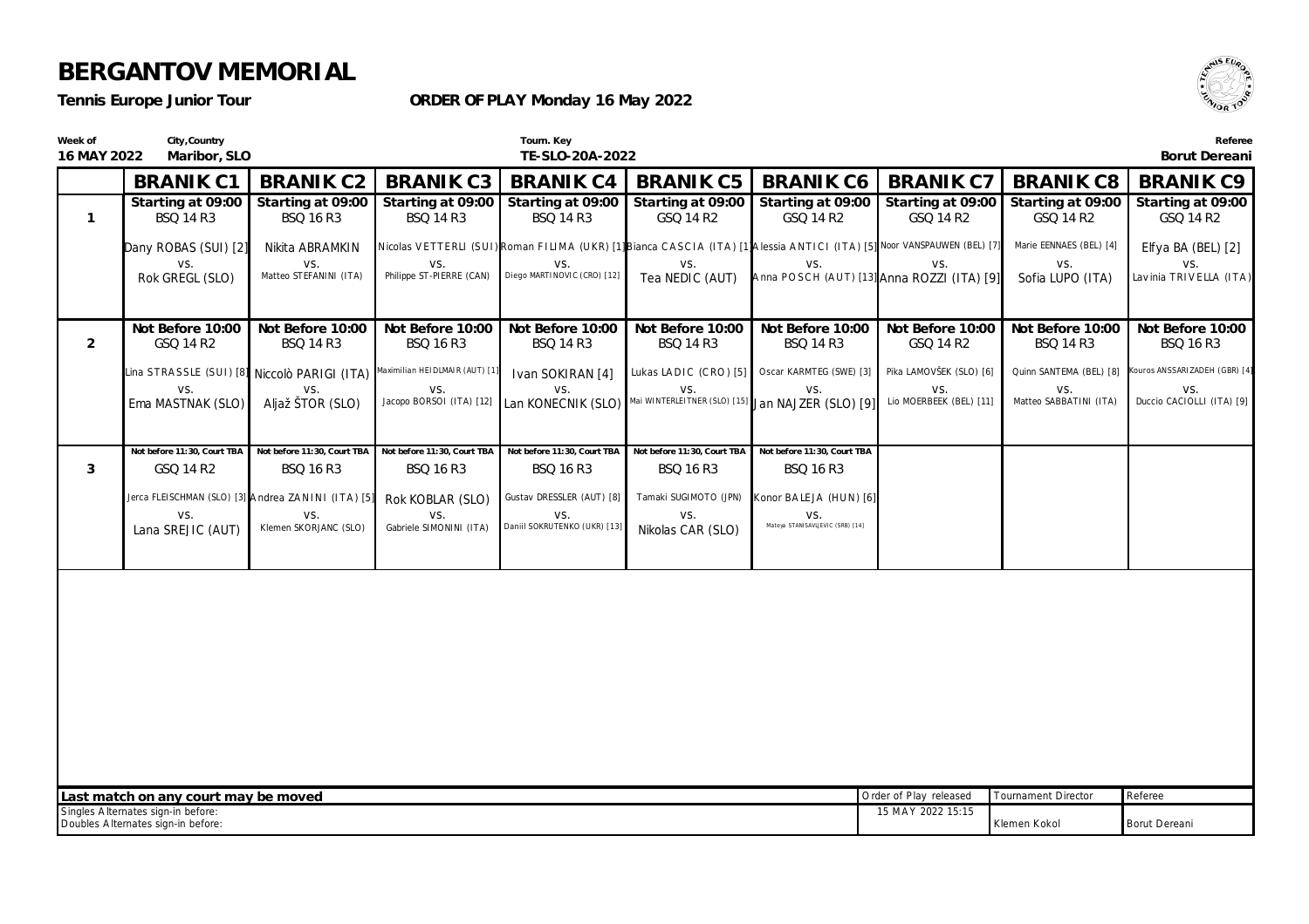# BERGANTOV MEMORIAL

**Tennis Europe Junior Tour** **ORDER OF PLAY Monday 16 May 2022**

| Week of | City,Country | Tourn. Key | Referee |
|---|---|---|---|
| 16 MAY 2022 | Maribor, SLO | TE-SLO-20A-2022 | Borut Dereani |

| | BRANIK C1 | BRANIK C2 | BRANIK C3 | BRANIK C4 | BRANIK C5 | BRANIK C6 | BRANIK C7 | BRANIK C8 | BRANIK C9 |
|---|---|---|---|---|---|---|---|---|---|
| 1 | Starting at 09:00<br>BSQ 14 R3<br>Dany ROBAS (SUI) [2]<br>vs.<br>Rok GREGL (SLO) | Starting at 09:00<br>BSQ 16 R3<br>Nikita ABRAMKIN<br>vs.<br>Matteo STEFANINI (ITA) | Starting at 09:00<br>BSQ 14 R3<br>Nicolas VETTERLI (SUI)<br>vs.<br>Philippe ST-PIERRE (CAN) | Starting at 09:00<br>BSQ 14 R3<br>Roman FILIMA (UKR) [1]<br>vs.<br>Diego MARTINOVIC (CRO) [12] | Starting at 09:00<br>GSQ 14 R2<br>Bianca CASCIA (ITA) [1]<br>vs.<br>Tea NEDIC (AUT) | Starting at 09:00<br>GSQ 14 R2<br>Alessia ANTICI (ITA) [5]<br>vs.<br>Anna POSCH (AUT) [13] | Starting at 09:00<br>GSQ 14 R2<br>Noor VANSPAUWEN (BEL) [7]<br>vs.<br>Anna ROZZI (ITA) [9] | Starting at 09:00<br>GSQ 14 R2<br>Marie EENNAES (BEL) [4]<br>vs.<br>Sofia LUPO (ITA) | Starting at 09:00<br>GSQ 14 R2<br>Elfya BA (BEL) [2]<br>vs.<br>Lavinia TRIVELLA (ITA) |
| 2 | Not Before 10:00<br>GSQ 14 R2<br>Lina STRASSLE (SUI) [8]<br>vs.<br>Ema MASTNAK (SLO) | Not Before 10:00<br>BSQ 14 R3<br>Niccolò PARIGI (ITA)<br>vs.<br>Aljaž ŠTOR (SLO) | Not Before 10:00<br>BSQ 16 R3<br>Maximilian HEIDLMAIR (AUT) [1]<br>vs.<br>Jacopo BORSOI (ITA) [12] | Not Before 10:00<br>BSQ 14 R3<br>Ivan SOKIRAN [4]<br>vs.<br>Lan KONECNIK (SLO) | Not Before 10:00<br>BSQ 14 R3<br>Lukas LADIC (CRO) [5]<br>vs.<br>Mai WINTERLEITNER (SLO) [15] | Not Before 10:00<br>BSQ 14 R3<br>Oscar KARMTEG (SWE) [3]<br>vs.<br>Jan NAJZER (SLO) [9] | Not Before 10:00<br>GSQ 14 R2<br>Pika LAMOVŠEK (SLO) [6]<br>vs.<br>Lio MOERBEEK (BEL) [11] | Not Before 10:00<br>BSQ 14 R3<br>Quinn SANTEMA (BEL) [8]<br>vs.<br>Matteo SABBATINI (ITA) | Not Before 10:00<br>BSQ 16 R3<br>Kouros ANSSARIZADEH (GBR) [4]<br>vs.<br>Duccio CACIOLLI (ITA) [9] |
| 3 | Not before 11:30, Court TBA<br>GSQ 14 R2<br>Jerca FLEISCHMAN (SLO) [3]<br>vs.<br>Lana SREJIC (AUT) | Not before 11:30, Court TBA<br>BSQ 16 R3<br>Andrea ZANINI (ITA) [5]<br>vs.<br>Klemen SKORJANC (SLO) | Not before 11:30, Court TBA<br>BSQ 16 R3<br>Rok KOBLAR (SLO)<br>vs.<br>Gabriele SIMONINI (ITA) | Not before 11:30, Court TBA<br>BSQ 16 R3<br>Gustav DRESSLER (AUT) [8]<br>vs.<br>Daniil SOKRUTENKO (UKR) [13] | Not before 11:30, Court TBA<br>BSQ 16 R3<br>Tamaki SUGIMOTO (JPN)<br>vs.<br>Nikolas CAR (SLO) | Not before 11:30, Court TBA<br>BSQ 16 R3<br>Konor BALEJA (HUN) [6]<br>vs.<br>Mateja STANISAVLJEVIC (SRB) [14] | | | |

**Last match on any court may be moved**

Singles Alternates sign-in before:
Doubles Alternates sign-in before:

| Order of Play released | Tournament Director | Referee |
|---|---|---|
| 15 MAY 2022 15:15 | Klemen Kokol | Borut Dereani |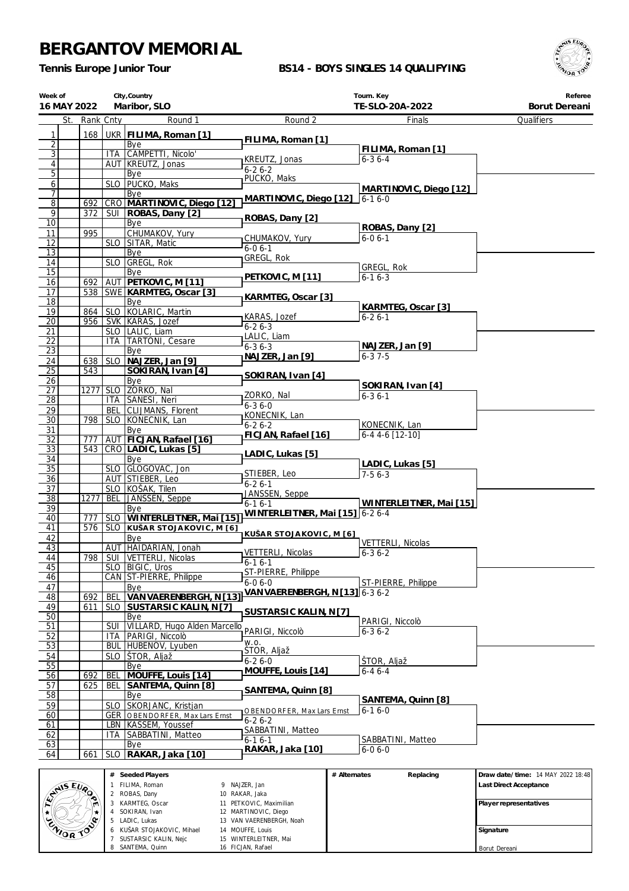# BERGANTOV MEMORIAL

**Tennis Europe Junior Tour**

**BS14 - BOYS SINGLES 14 QUALIFYING**

| Week of | City,Country | Tourn. Key | Referee |
|---|---|---|---|
| **16 MAY 2022** | **Maribor, SLO** | **TE-SLO-20A-2022** | **Borut Dereani** |

| # | St. | Rank | Cnty | Round 1 | Round 2 | Finals | Qualifiers |
|---|---|---|---|---|---|---|---|
| 1 | | 168 | UKR | **FILIMA, Roman [1]** | **FILIMA, Roman [1]** | | |
| 2 | | | | Bye | | **FILIMA, Roman [1]** | |
| 3 | | | ITA | CAMPETTI, Nicolo' | KREUTZ, Jonas | 6-3 6-4 | |
| 4 | | | AUT | KREUTZ, Jonas | 6-2 6-2 | | |
| 5 | | | | Bye | PUCKO, Maks | | |
| 6 | | | SLO | PUCKO, Maks | | **MARTINOVIC, Diego [12]** | |
| 7 | | | | Bye | **MARTINOVIC, Diego [12]** | 6-1 6-0 | |
| 8 | | 692 | CRO | **MARTINOVIC, Diego [12]** | | | |
| 9 | | 372 | SUI | **ROBAS, Dany [2]** | **ROBAS, Dany [2]** | | |
| 10 | | | | Bye | | **ROBAS, Dany [2]** | |
| 11 | | 995 | | CHUMAKOV, Yury | CHUMAKOV, Yury | 6-0 6-1 | |
| 12 | | | SLO | SITAR, Matic | 6-0 6-1 | | |
| 13 | | | | Bye | GREGL, Rok | | |
| 14 | | | SLO | GREGL, Rok | | GREGL, Rok | |
| 15 | | | | Bye | **PETKOVIC, M [11]** | 6-1 6-3 | |
| 16 | | 692 | AUT | **PETKOVIC, M [11]** | | | |
| 17 | | 538 | SWE | **KARMTEG, Oscar [3]** | **KARMTEG, Oscar [3]** | | |
| 18 | | | | Bye | | **KARMTEG, Oscar [3]** | |
| 19 | | 864 | SLO | KOLARIC, Martin | KARAS, Jozef | 6-2 6-1 | |
| 20 | | 956 | SVK | KARAS, Jozef | 6-2 6-3 | | |
| 21 | | | SLO | LALIC, Liam | LALIC, Liam | | |
| 22 | | | ITA | TARTONI, Cesare | 6-3 6-3 | **NAJZER, Jan [9]** | |
| 23 | | | | Bye | **NAJZER, Jan [9]** | 6-3 7-5 | |
| 24 | | 638 | SLO | **NAJZER, Jan [9]** | | | |
| 25 | | 543 | | **SOKIRAN, Ivan [4]** | **SOKIRAN, Ivan [4]** | | |
| 26 | | | | Bye | | **SOKIRAN, Ivan [4]** | |
| 27 | | 1277 | SLO | ZORKO, Nal | ZORKO, Nal | 6-3 6-1 | |
| 28 | | | ITA | SANESI, Neri | 6-3 6-0 | | |
| 29 | | | BEL | CLIJMANS, Florent | KONECNIK, Lan | | |
| 30 | | 798 | SLO | KONECNIK, Lan | 6-2 6-2 | KONECNIK, Lan | |
| 31 | | | | Bye | **FICJAN, Rafael [16]** | 6-4 4-6 [12-10] | |
| 32 | | 777 | AUT | **FICJAN, Rafael [16]** | | | |
| 33 | | 543 | CRO | **LADIC, Lukas [5]** | **LADIC, Lukas [5]** | | |
| 34 | | | | Bye | | **LADIC, Lukas [5]** | |
| 35 | | | SLO | GLOGOVAC, Jon | STIEBER, Leo | 7-5 6-3 | |
| 36 | | | AUT | STIEBER, Leo | 6-2 6-1 | | |
| 37 | | | SLO | KOŠAK, Tilen | JANSSEN, Seppe | | |
| 38 | | 1277 | BEL | JANSSEN, Seppe | 6-1 6-1 | **WINTERLEITNER, Mai [15]** | |
| 39 | | | | Bye | **WINTERLEITNER, Mai [15]** | 6-2 6-4 | |
| 40 | | 777 | SLO | **WINTERLEITNER, Mai [15]** | | | |
| 41 | | 576 | SLO | **KUŠAR STOJAKOVIC, M [6]** | **KUŠAR STOJAKOVIC, M [6]** | | |
| 42 | | | | Bye | | VETTERLI, Nicolas | |
| 43 | | | AUT | HAIDARIAN, Jonah | VETTERLI, Nicolas | 6-3 6-2 | |
| 44 | | 798 | SUI | VETTERLI, Nicolas | 6-1 6-1 | | |
| 45 | | | SLO | BIGIC, Uros | ST-PIERRE, Philippe | | |
| 46 | | | CAN | ST-PIERRE, Philippe | 6-0 6-0 | ST-PIERRE, Philippe | |
| 47 | | | | Bye | **VAN VAERENBERGH, N [13]** | 6-3 6-2 | |
| 48 | | 692 | BEL | **VAN VAERENBERGH, N [13]** | | | |
| 49 | | 611 | SLO | **SUSTARSIC KALIN, N [7]** | **SUSTARSIC KALIN, N [7]** | | |
| 50 | | | | Bye | | PARIGI, Niccolò | |
| 51 | | | SUI | VILLARD, Hugo Alden Marcello | PARIGI, Niccolò | 6-3 6-2 | |
| 52 | | | ITA | PARIGI, Niccolò | w.o. | | |
| 53 | | | BUL | HUBENOV, Lyuben | ŠTOR, Aljaž | | |
| 54 | | | SLO | ŠTOR, Aljaž | 6-2 6-0 | ŠTOR, Aljaž | |
| 55 | | | | Bye | **MOUFFE, Louis [14]** | 6-4 6-4 | |
| 56 | | 692 | BEL | **MOUFFE, Louis [14]** | | | |
| 57 | | 625 | BEL | **SANTEMA, Quinn [8]** | **SANTEMA, Quinn [8]** | | |
| 58 | | | | Bye | | **SANTEMA, Quinn [8]** | |
| 59 | | | SLO | SKORJANC, Kristjan | OBENDORFER, Max Lars Ernst | 6-1 6-0 | |
| 60 | | | GER | OBENDORFER, Max Lars Ernst | 6-2 6-2 | | |
| 61 | | | LBN | KASSEM, Youssef | SABBATINI, Matteo | | |
| 62 | | | ITA | SABBATINI, Matteo | 6-1 6-1 | SABBATINI, Matteo | |
| 63 | | | | Bye | **RAKAR, Jaka [10]** | 6-0 6-0 | |
| 64 | | 661 | SLO | **RAKAR, Jaka [10]** | | | |

| # | Seeded Players | | Seeded Players | # Alternates | Replacing |
|---|---|---|---|---|---|
| 1 | FILIMA, Roman | 9 | NAJZER, Jan | | |
| 2 | ROBAS, Dany | 10 | RAKAR, Jaka | | |
| 3 | KARMTEG, Oscar | 11 | PETKOVIC, Maximilian | | |
| 4 | SOKIRAN, Ivan | 12 | MARTINOVIC, Diego | | |
| 5 | LADIC, Lukas | 13 | VAN VAERENBERGH, Noah | | |
| 6 | KUŠAR STOJAKOVIC, Mihael | 14 | MOUFFE, Louis | | |
| 7 | SUSTARSIC KALIN, Nejc | 15 | WINTERLEITNER, Mai | | |
| 8 | SANTEMA, Quinn | 16 | FICJAN, Rafael | | |

**Draw date/time:** 14 MAY 2022 18:48

**Last Direct Acceptance**

**Player representatives**

**Signature**

Borut Dereani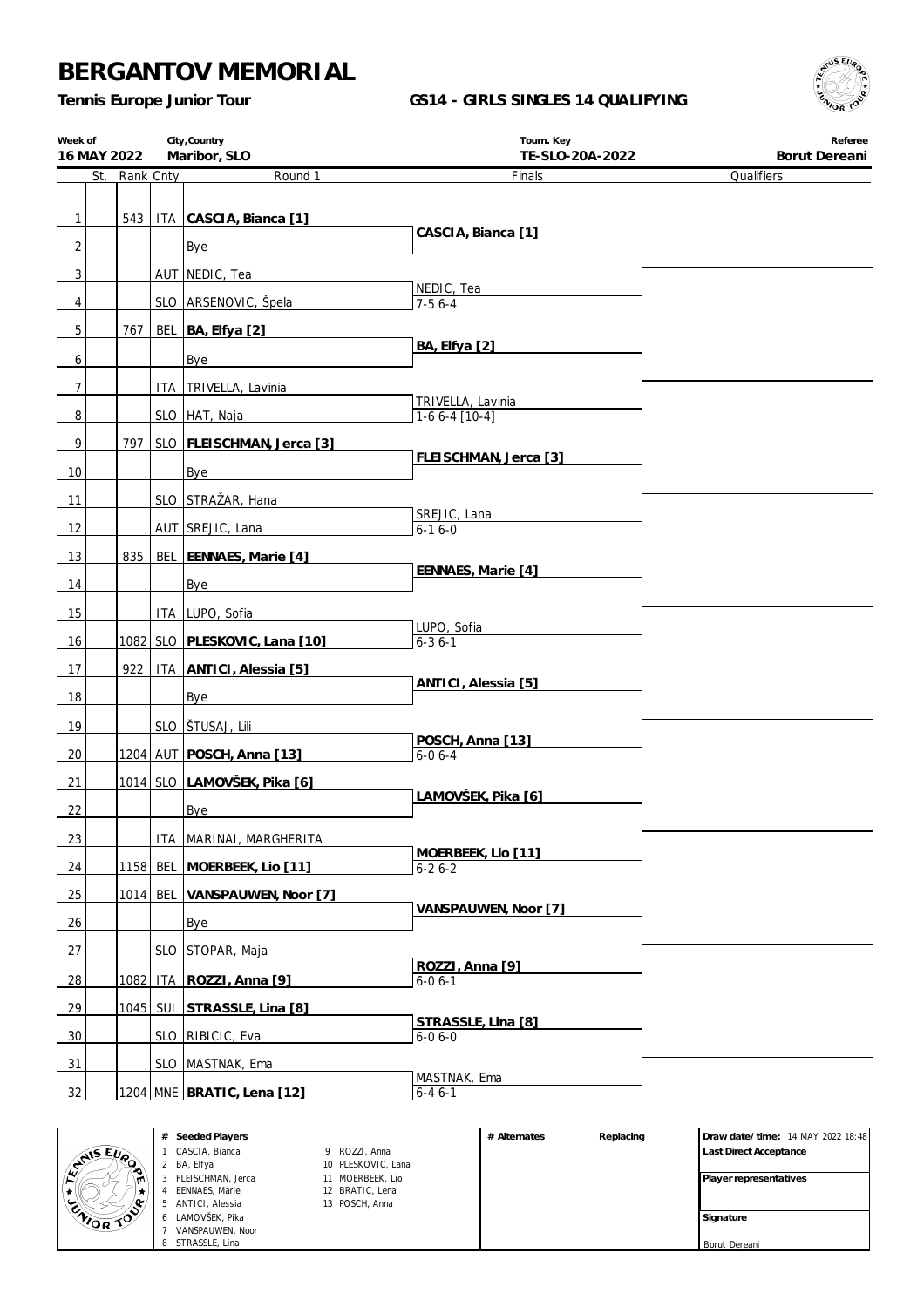# BERGANTOV MEMORIAL

**Tennis Europe Junior Tour**

**GS14 - GIRLS SINGLES 14 QUALIFYING**

| Week of | City,Country | Tourn. Key | Referee |
|---|---|---|---|
| 16 MAY 2022 | Maribor, SLO | TE-SLO-20A-2022 | Borut Dereani |

| # | St. | Rank | Cnty | Round 1 | Finals | Qualifiers |
|---|---|---|---|---|---|---|
| 1 | | 543 | ITA | **CASCIA, Bianca [1]** | **CASCIA, Bianca [1]** | |
| 2 | | | | Bye | | |
| 3 | | | AUT | NEDIC, Tea | NEDIC, Tea | |
| 4 | | | SLO | ARSENOVIC, Špela | 7-5 6-4 | |
| 5 | | 767 | BEL | **BA, Elfya [2]** | **BA, Elfya [2]** | |
| 6 | | | | Bye | | |
| 7 | | | ITA | TRIVELLA, Lavinia | TRIVELLA, Lavinia | |
| 8 | | | SLO | HAT, Naja | 1-6 6-4 [10-4] | |
| 9 | | 797 | SLO | **FLEISCHMAN, Jerca [3]** | **FLEISCHMAN, Jerca [3]** | |
| 10 | | | | Bye | | |
| 11 | | | SLO | STRAŽAR, Hana | SREJIC, Lana | |
| 12 | | | AUT | SREJIC, Lana | 6-1 6-0 | |
| 13 | | 835 | BEL | **EENNAES, Marie [4]** | **EENNAES, Marie [4]** | |
| 14 | | | | Bye | | |
| 15 | | | ITA | LUPO, Sofia | LUPO, Sofia | |
| 16 | | 1082 | SLO | **PLESKOVIC, Lana [10]** | 6-3 6-1 | |
| 17 | | 922 | ITA | **ANTICI, Alessia [5]** | **ANTICI, Alessia [5]** | |
| 18 | | | | Bye | | |
| 19 | | | SLO | ŠTUSAJ, Lili | **POSCH, Anna [13]** | |
| 20 | | 1204 | AUT | **POSCH, Anna [13]** | 6-0 6-4 | |
| 21 | | 1014 | SLO | **LAMOVŠEK, Pika [6]** | **LAMOVŠEK, Pika [6]** | |
| 22 | | | | Bye | | |
| 23 | | | ITA | MARINAI, MARGHERITA | **MOERBEEK, Lio [11]** | |
| 24 | | 1158 | BEL | **MOERBEEK, Lio [11]** | 6-2 6-2 | |
| 25 | | 1014 | BEL | **VANSPAUWEN, Noor [7]** | **VANSPAUWEN, Noor [7]** | |
| 26 | | | | Bye | | |
| 27 | | | SLO | STOPAR, Maja | **ROZZI, Anna [9]** | |
| 28 | | 1082 | ITA | **ROZZI, Anna [9]** | 6-0 6-1 | |
| 29 | | 1045 | SUI | **STRASSLE, Lina [8]** | **STRASSLE, Lina [8]** | |
| 30 | | | SLO | RIBICIC, Eva | 6-0 6-0 | |
| 31 | | | SLO | MASTNAK, Ema | MASTNAK, Ema | |
| 32 | | 1204 | MNE | **BRATIC, Lena [12]** | 6-4 6-1 | |

| # | Seeded Players | # | Seeded Players |
|---|---|---|---|
| 1 | CASCIA, Bianca | 9 | ROZZI, Anna |
| 2 | BA, Elfya | 10 | PLESKOVIC, Lana |
| 3 | FLEISCHMAN, Jerca | 11 | MOERBEEK, Lio |
| 4 | EENNAES, Marie | 12 | BRATIC, Lena |
| 5 | ANTICI, Alessia | 13 | POSCH, Anna |
| 6 | LAMOVŠEK, Pika | | |
| 7 | VANSPAUWEN, Noor | | |
| 8 | STRASSLE, Lina | | |

# Alternates | Replacing

**Draw date/time:** 14 MAY 2022 18:48

**Last Direct Acceptance**

**Player representatives**

**Signature**

Borut Dereani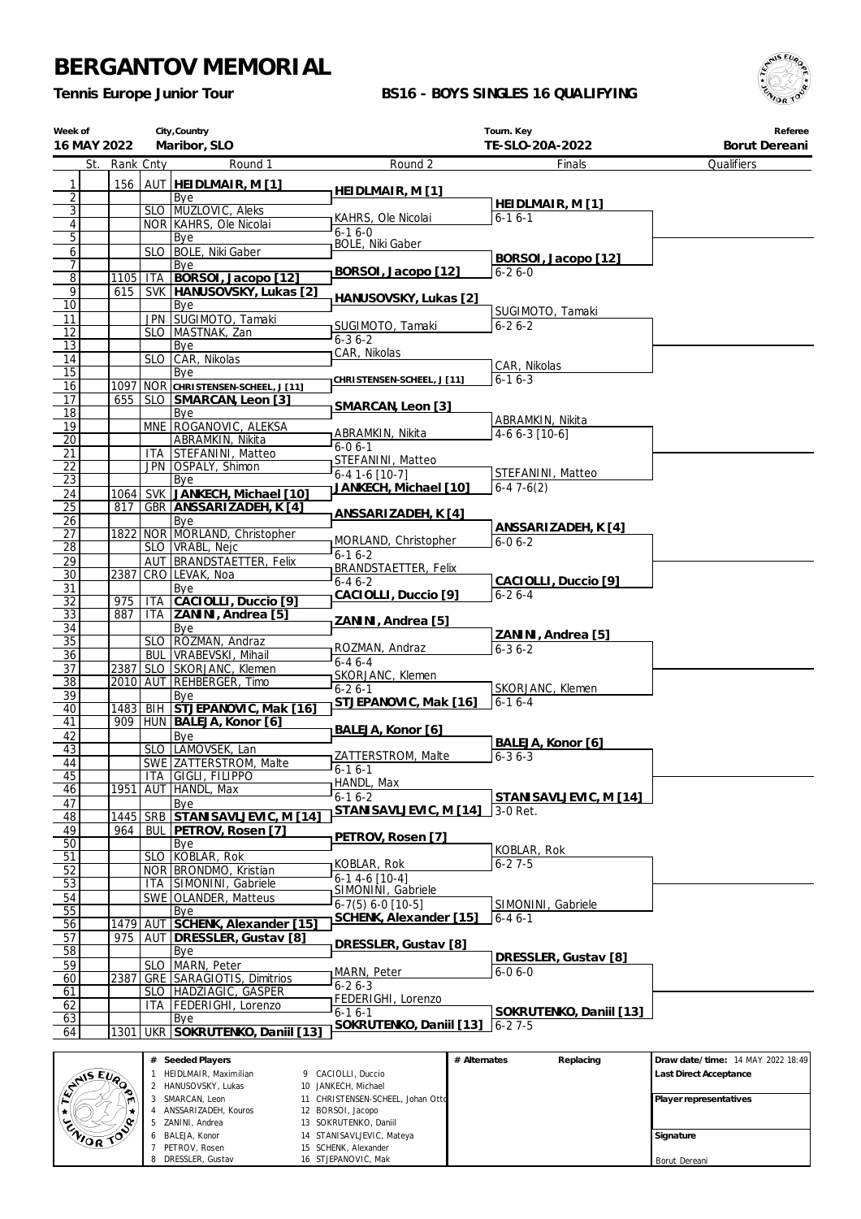# BERGANTOV MEMORIAL

**Tennis Europe Junior Tour**

**BS16 - BOYS SINGLES 16 QUALIFYING**

| Week of | City,Country | Tourn. Key | Referee |
|---|---|---|---|
| 16 MAY 2022 | Maribor, SLO | TE-SLO-20A-2022 | Borut Dereani |

| # | St. | Rank | Cnty | Round 1 | Round 2 | Finals | Qualifiers |
|---|---|---|---|---|---|---|---|
| 1 | | 156 | AUT | **HEIDLMAIR, M [1]** | **HEIDLMAIR, M [1]** | **HEIDLMAIR, M [1]** 6-1 6-1 | |
| 2 | | | | Bye | | | |
| 3 | | | SLO | MUZLOVIC, Aleks | KAHRS, Ole Nicolai 6-1 6-0 | | |
| 4 | | | NOR | KAHRS, Ole Nicolai | | | |
| 5 | | | | Bye | BOLE, Niki Gaber | **BORSOI, Jacopo [12]** 6-2 6-0 | |
| 6 | | | SLO | BOLE, Niki Gaber | | | |
| 7 | | | | Bye | **BORSOI, Jacopo [12]** | | |
| 8 | | 1105 | ITA | **BORSOI, Jacopo [12]** | | | |
| 9 | | 615 | SVK | **HANUSOVSKY, Lukas [2]** | **HANUSOVSKY, Lukas [2]** | SUGIMOTO, Tamaki 6-2 6-2 | |
| 10 | | | | Bye | | | |
| 11 | | | JPN | SUGIMOTO, Tamaki | SUGIMOTO, Tamaki 6-3 6-2 | | |
| 12 | | | SLO | MASTNAK, Zan | | | |
| 13 | | | | Bye | CAR, Nikolas | CAR, Nikolas 6-1 6-3 | |
| 14 | | | SLO | CAR, Nikolas | | | |
| 15 | | | | Bye | **CHRISTENSEN-SCHEEL, J [11]** | | |
| 16 | | 1097 | NOR | **CHRISTENSEN-SCHEEL, J [11]** | | | |
| 17 | | 655 | SLO | **SMARCAN, Leon [3]** | **SMARCAN, Leon [3]** | ABRAMKIN, Nikita 4-6 6-3 [10-6] | |
| 18 | | | | Bye | | | |
| 19 | | | MNE | ROGANOVIC, ALEKSA | ABRAMKIN, Nikita 6-0 6-1 | | |
| 20 | | | | ABRAMKIN, Nikita | | | |
| 21 | | | ITA | STEFANINI, Matteo | STEFANINI, Matteo 6-4 1-6 [10-7] | STEFANINI, Matteo 6-4 7-6(2) | |
| 22 | | | JPN | OSPALY, Shimon | | | |
| 23 | | | | Bye | **JANKECH, Michael [10]** | | |
| 24 | | 1064 | SVK | **JANKECH, Michael [10]** | | | |
| 25 | | 817 | GBR | **ANSSARIZADEH, K [4]** | **ANSSARIZADEH, K [4]** | **ANSSARIZADEH, K [4]** 6-0 6-2 | |
| 26 | | | | Bye | | | |
| 27 | | 1822 | NOR | MORLAND, Christopher | MORLAND, Christopher 6-1 6-2 | | |
| 28 | | | SLO | VRABL, Nejc | | | |
| 29 | | | AUT | BRANDSTAETTER, Felix | BRANDSTAETTER, Felix 6-4 6-2 | **CACIOLLI, Duccio [9]** 6-2 6-4 | |
| 30 | | 2387 | CRO | LEVAK, Noa | | | |
| 31 | | | | Bye | **CACIOLLI, Duccio [9]** | | |
| 32 | | 975 | ITA | **CACIOLLI, Duccio [9]** | | | |
| 33 | | 887 | ITA | **ZANINI, Andrea [5]** | **ZANINI, Andrea [5]** | **ZANINI, Andrea [5]** 6-3 6-2 | |
| 34 | | | | Bye | | | |
| 35 | | | SLO | ROZMAN, Andraz | ROZMAN, Andraz 6-4 6-4 | | |
| 36 | | | BUL | VRABEVSKI, Mihail | | | |
| 37 | | 2387 | SLO | SKORJANC, Klemen | SKORJANC, Klemen 6-2 6-1 | SKORJANC, Klemen 6-1 6-4 | |
| 38 | | 2010 | AUT | REHBERGER, Timo | | | |
| 39 | | | | Bye | **STJEPANOVIC, Mak [16]** | | |
| 40 | | 1483 | BIH | **STJEPANOVIC, Mak [16]** | | | |
| 41 | | 909 | HUN | **BALEJA, Konor [6]** | **BALEJA, Konor [6]** | **BALEJA, Konor [6]** 6-3 6-3 | |
| 42 | | | | Bye | | | |
| 43 | | | SLO | LAMOVSEK, Lan | ZATTERSTROM, Malte 6-1 6-1 | | |
| 44 | | | SWE | ZATTERSTROM, Malte | | | |
| 45 | | | ITA | GIGLI, FILIPPO | HANDL, Max 6-1 6-2 | **STANISAVLJEVIC, M [14]** 3-0 Ret. | |
| 46 | | 1951 | AUT | HANDL, Max | | | |
| 47 | | | | Bye | **STANISAVLJEVIC, M [14]** | | |
| 48 | | 1445 | SRB | **STANISAVLJEVIC, M [14]** | | | |
| 49 | | 964 | BUL | **PETROV, Rosen [7]** | **PETROV, Rosen [7]** | KOBLAR, Rok 6-2 7-5 | |
| 50 | | | | Bye | | | |
| 51 | | | SLO | KOBLAR, Rok | KOBLAR, Rok 6-1 4-6 [10-4] | | |
| 52 | | | NOR | BRONDMO, Kristian | | | |
| 53 | | | ITA | SIMONINI, Gabriele | SIMONINI, Gabriele 6-7(5) 6-0 [10-5] | SIMONINI, Gabriele 6-4 6-1 | |
| 54 | | | SWE | OLANDER, Matteus | | | |
| 55 | | | | Bye | **SCHENK, Alexander [15]** | | |
| 56 | | 1479 | AUT | **SCHENK, Alexander [15]** | | | |
| 57 | | 975 | AUT | **DRESSLER, Gustav [8]** | **DRESSLER, Gustav [8]** | **DRESSLER, Gustav [8]** 6-0 6-0 | |
| 58 | | | | Bye | | | |
| 59 | | | SLO | MARN, Peter | MARN, Peter 6-2 6-3 | | |
| 60 | | 2387 | GRE | SARAGIOTIS, Dimitrios | | | |
| 61 | | | SLO | HADZIAGIC, GASPER | FEDERIGHI, Lorenzo 6-1 6-1 | **SOKRUTENKO, Daniil [13]** 6-2 7-5 | |
| 62 | | | ITA | FEDERIGHI, Lorenzo | | | |
| 63 | | | | Bye | **SOKRUTENKO, Daniil [13]** | | |
| 64 | | 1301 | UKR | **SOKRUTENKO, Daniil [13]** | | | |

| # | Seeded Players | # | Seeded Players |
|---|---|---|---|
| 1 | HEIDLMAIR, Maximilian | 9 | CACIOLLI, Duccio |
| 2 | HANUSOVSKY, Lukas | 10 | JANKECH, Michael |
| 3 | SMARCAN, Leon | 11 | CHRISTENSEN-SCHEEL, Johan Otto |
| 4 | ANSSARIZADEH, Kouros | 12 | BORSOI, Jacopo |
| 5 | ZANINI, Andrea | 13 | SOKRUTENKO, Daniil |
| 6 | BALEJA, Konor | 14 | STANISAVLJEVIC, Mateya |
| 7 | PETROV, Rosen | 15 | SCHENK, Alexander |
| 8 | DRESSLER, Gustav | 16 | STJEPANOVIC, Mak |

| # Alternates | Replacing |
|---|---|
| | |

Draw date/time: 14 MAY 2022 18:49

Last Direct Acceptance

Player representatives

Signature

Borut Dereani